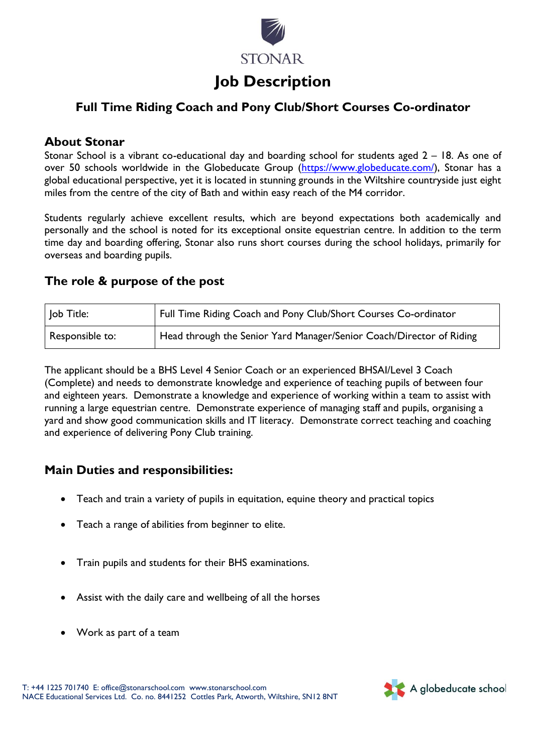# Job Description

## Full Time Riding Coach and Pony Club/Short Courses Co-ordinator

### About Stonar

Stonar School is a vibrant co-educational day and boarding school for students aged 2 – 18. As one of over 50 schools worldwide in the Globeducate Group (https://www.globeducate.com/), Stonar has a global educational perspective, yet it is located in stunning grounds in the Wiltshire countryside just eight miles from the centre of the city of Bath and within easy reach of the M4 corridor.

Students regularly achieve excellent results, which are beyond expectations both academically and personally and the school is noted for its exceptional onsite equestrian centre. In addition to the term time day and boarding offering, Stonar also runs short courses during the school holidays, primarily for overseas and boarding pupils.

### The role & purpose of the post

| Job Title: | Full Time Riding Coach and Pony Club/Short Courses Co-ordinator |
|---|---|
| Responsible to: | Head through the Senior Yard Manager/Senior Coach/Director of Riding |

The applicant should be a BHS Level 4 Senior Coach or an experienced BHSAI/Level 3 Coach (Complete) and needs to demonstrate knowledge and experience of teaching pupils of between four and eighteen years. Demonstrate a knowledge and experience of working within a team to assist with running a large equestrian centre. Demonstrate experience of managing staff and pupils, organising a yard and show good communication skills and IT literacy. Demonstrate correct teaching and coaching and experience of delivering Pony Club training.

### Main Duties and responsibilities:

- Teach and train a variety of pupils in equitation, equine theory and practical topics
- Teach a range of abilities from beginner to elite.
- Train pupils and students for their BHS examinations.
- Assist with the daily care and wellbeing of all the horses
- Work as part of a team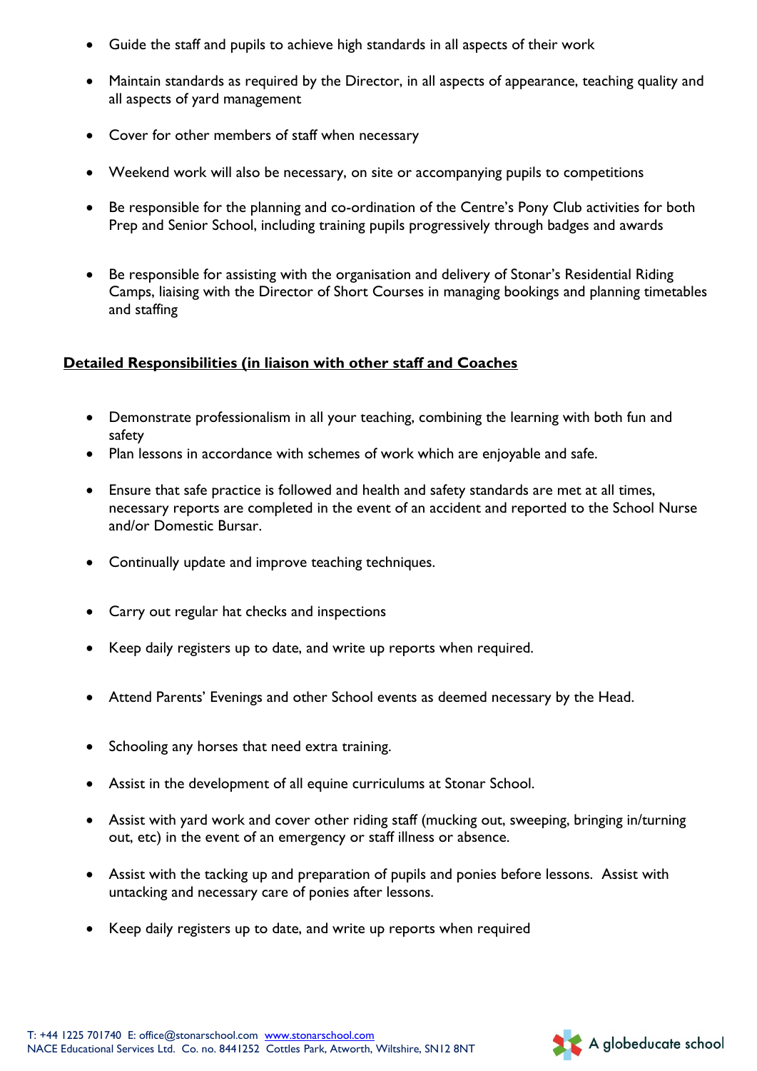- Guide the staff and pupils to achieve high standards in all aspects of their work
- Maintain standards as required by the Director, in all aspects of appearance, teaching quality and all aspects of yard management
- Cover for other members of staff when necessary
- Weekend work will also be necessary, on site or accompanying pupils to competitions
- Be responsible for the planning and co-ordination of the Centre's Pony Club activities for both Prep and Senior School, including training pupils progressively through badges and awards
- Be responsible for assisting with the organisation and delivery of Stonar's Residential Riding Camps, liaising with the Director of Short Courses in managing bookings and planning timetables and staffing

**Detailed Responsibilities (in liaison with other staff and Coaches**

- Demonstrate professionalism in all your teaching, combining the learning with both fun and safety
- Plan lessons in accordance with schemes of work which are enjoyable and safe.
- Ensure that safe practice is followed and health and safety standards are met at all times, necessary reports are completed in the event of an accident and reported to the School Nurse and/or Domestic Bursar.
- Continually update and improve teaching techniques.
- Carry out regular hat checks and inspections
- Keep daily registers up to date, and write up reports when required.
- Attend Parents' Evenings and other School events as deemed necessary by the Head.
- Schooling any horses that need extra training.
- Assist in the development of all equine curriculums at Stonar School.
- Assist with yard work and cover other riding staff (mucking out, sweeping, bringing in/turning out, etc) in the event of an emergency or staff illness or absence.
- Assist with the tacking up and preparation of pupils and ponies before lessons. Assist with untacking and necessary care of ponies after lessons.
- Keep daily registers up to date, and write up reports when required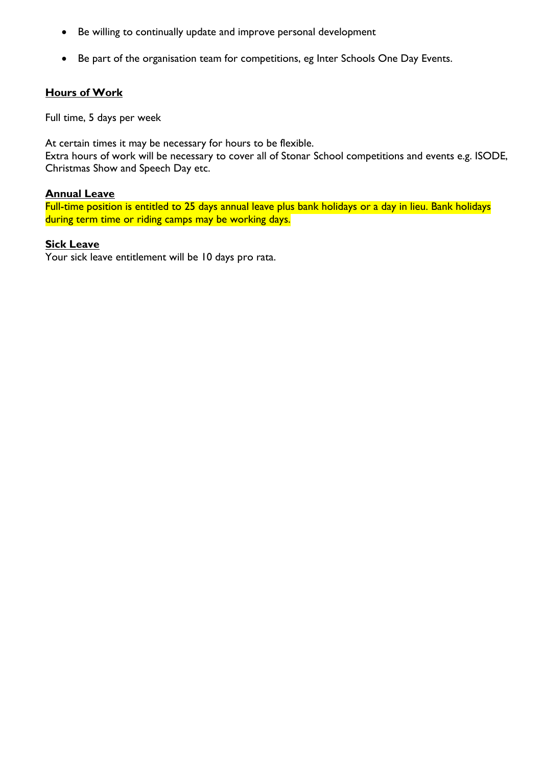- Be willing to continually update and improve personal development
- Be part of the organisation team for competitions, eg Inter Schools One Day Events.

**Hours of Work**

Full time, 5 days per week

At certain times it may be necessary for hours to be flexible.
Extra hours of work will be necessary to cover all of Stonar School competitions and events e.g. ISODE, Christmas Show and Speech Day etc.

**Annual Leave**

Full-time position is entitled to 25 days annual leave plus bank holidays or a day in lieu. Bank holidays during term time or riding camps may be working days.

**Sick Leave**

Your sick leave entitlement will be 10 days pro rata.